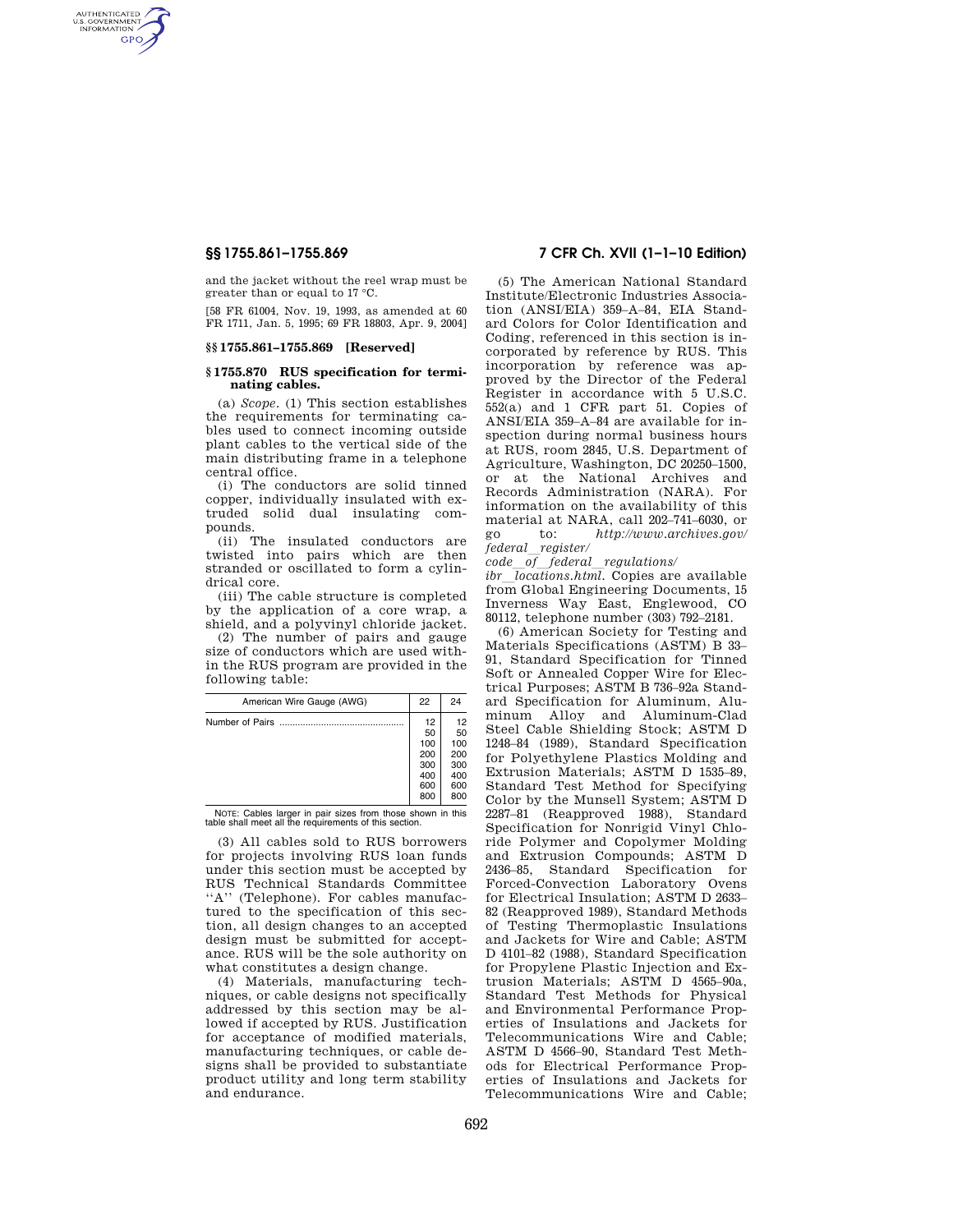and the jacket without the reel wrap must be greater than or equal to 17 °C.

[58 FR 61004, Nov. 19, 1993, as amended at 60 FR 1711, Jan. 5, 1995; 69 FR 18803, Apr. 9, 2004]

### §§ 1755.861–1755.869 [Reserved]

### § 1755.870 RUS specification for terminating cables.

(a) *Scope.* (1) This section establishes the requirements for terminating cables used to connect incoming outside plant cables to the vertical side of the main distributing frame in a telephone central office.

(i) The conductors are solid tinned copper, individually insulated with extruded solid dual insulating compounds.

(ii) The insulated conductors are twisted into pairs which are then stranded or oscillated to form a cylindrical core.

(iii) The cable structure is completed by the application of a core wrap, a shield, and a polyvinyl chloride jacket.

(2) The number of pairs and gauge size of conductors which are used within the RUS program are provided in the following table:

| American Wire Gauge (AWG) | 22 | 24 |
|---|---|---|
| Number of Pairs | 12 | 12 |
| | 50 | 50 |
| | 100 | 100 |
| | 200 | 200 |
| | 300 | 300 |
| | 400 | 400 |
| | 600 | 600 |
| | 800 | 800 |

NOTE: Cables larger in pair sizes from those shown in this table shall meet all the requirements of this section.

(3) All cables sold to RUS borrowers for projects involving RUS loan funds under this section must be accepted by RUS Technical Standards Committee "A" (Telephone). For cables manufactured to the specification of this section, all design changes to an accepted design must be submitted for acceptance. RUS will be the sole authority on what constitutes a design change.

(4) Materials, manufacturing techniques, or cable designs not specifically addressed by this section may be allowed if accepted by RUS. Justification for acceptance of modified materials, manufacturing techniques, or cable designs shall be provided to substantiate product utility and long term stability and endurance.

(5) The American National Standard Institute/Electronic Industries Association (ANSI/EIA) 359–A–84, EIA Standard Colors for Color Identification and Coding, referenced in this section is incorporated by reference by RUS. This incorporation by reference was approved by the Director of the Federal Register in accordance with 5 U.S.C. 552(a) and 1 CFR part 51. Copies of ANSI/EIA 359–A–84 are available for inspection during normal business hours at RUS, room 2845, U.S. Department of Agriculture, Washington, DC 20250–1500, or at the National Archives and Records Administration (NARA). For information on the availability of this material at NARA, call 202–741–6030, or go to: *http://www.archives.gov/federal_register/code_of_federal_regulations/ibr_locations.html.* Copies are available from Global Engineering Documents, 15 Inverness Way East, Englewood, CO 80112, telephone number (303) 792–2181.

(6) American Society for Testing and Materials Specifications (ASTM) B 33–91, Standard Specification for Tinned Soft or Annealed Copper Wire for Electrical Purposes; ASTM B 736–92a Standard Specification for Aluminum, Aluminum Alloy and Aluminum-Clad Steel Cable Shielding Stock; ASTM D 1248–84 (1989), Standard Specification for Polyethylene Plastics Molding and Extrusion Materials; ASTM D 1535–89, Standard Test Method for Specifying Color by the Munsell System; ASTM D 2287–81 (Reapproved 1988), Standard Specification for Nonrigid Vinyl Chloride Polymer and Copolymer Molding and Extrusion Compounds; ASTM D 2436–85, Standard Specification for Forced-Convection Laboratory Ovens for Electrical Insulation; ASTM D 2633–82 (Reapproved 1989), Standard Methods of Testing Thermoplastic Insulations and Jackets for Wire and Cable; ASTM D 4101–82 (1988), Standard Specification for Propylene Plastic Injection and Extrusion Materials; ASTM D 4565–90a, Standard Test Methods for Physical and Environmental Performance Properties of Insulations and Jackets for Telecommunications Wire and Cable; ASTM D 4566–90, Standard Test Methods for Electrical Performance Properties of Insulations and Jackets for Telecommunications Wire and Cable;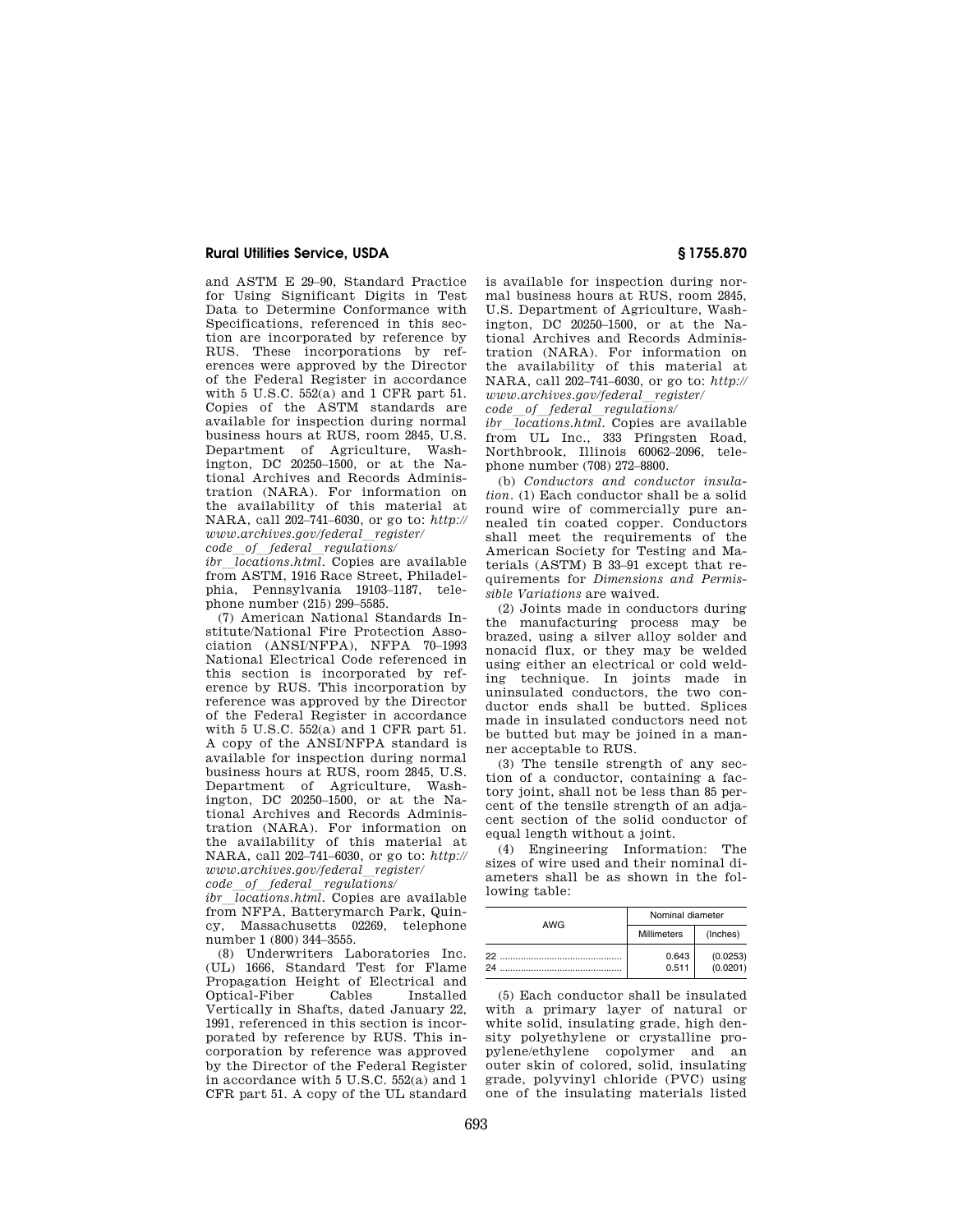and ASTM E 29–90, Standard Practice for Using Significant Digits in Test Data to Determine Conformance with Specifications, referenced in this section are incorporated by reference by RUS. These incorporations by references were approved by the Director of the Federal Register in accordance with 5 U.S.C. 552(a) and 1 CFR part 51. Copies of the ASTM standards are available for inspection during normal business hours at RUS, room 2845, U.S. Department of Agriculture, Washington, DC 20250–1500, or at the National Archives and Records Administration (NARA). For information on the availability of this material at NARA, call 202–741–6030, or go to: *http://www.archives.gov/federal_register/code_of_federal_regulations/ibr_locations.html*. Copies are available from ASTM, 1916 Race Street, Philadelphia, Pennsylvania 19103–1187, telephone number (215) 299–5585.

(7) American National Standards Institute/National Fire Protection Association (ANSI/NFPA), NFPA 70–1993 National Electrical Code referenced in this section is incorporated by reference by RUS. This incorporation by reference was approved by the Director of the Federal Register in accordance with 5 U.S.C. 552(a) and 1 CFR part 51. A copy of the ANSI/NFPA standard is available for inspection during normal business hours at RUS, room 2845, U.S. Department of Agriculture, Washington, DC 20250–1500, or at the National Archives and Records Administration (NARA). For information on the availability of this material at NARA, call 202–741–6030, or go to: *http://www.archives.gov/federal_register/code_of_federal_regulations/ibr_locations.html*. Copies are available from NFPA, Batterymarch Park, Quincy, Massachusetts 02269, telephone number 1 (800) 344–3555.

(8) Underwriters Laboratories Inc. (UL) 1666, Standard Test for Flame Propagation Height of Electrical and Optical-Fiber Cables Installed Vertically in Shafts, dated January 22, 1991, referenced in this section is incorporated by reference by RUS. This incorporation by reference was approved by the Director of the Federal Register in accordance with 5 U.S.C. 552(a) and 1 CFR part 51. A copy of the UL standard is available for inspection during normal business hours at RUS, room 2845, U.S. Department of Agriculture, Washington, DC 20250–1500, or at the National Archives and Records Administration (NARA). For information on the availability of this material at NARA, call 202–741–6030, or go to: *http://www.archives.gov/federal_register/code_of_federal_regulations/ibr_locations.html*. Copies are available from UL Inc., 333 Pfingsten Road, Northbrook, Illinois 60062–2096, telephone number (708) 272–8800.

(b) *Conductors and conductor insulation.* (1) Each conductor shall be a solid round wire of commercially pure annealed tin coated copper. Conductors shall meet the requirements of the American Society for Testing and Materials (ASTM) B 33–91 except that requirements for *Dimensions and Permissible Variations* are waived.

(2) Joints made in conductors during the manufacturing process may be brazed, using a silver alloy solder and nonacid flux, or they may be welded using either an electrical or cold welding technique. In joints made in uninsulated conductors, the two conductor ends shall be butted. Splices made in insulated conductors need not be butted but may be joined in a manner acceptable to RUS.

(3) The tensile strength of any section of a conductor, containing a factory joint, shall not be less than 85 percent of the tensile strength of an adjacent section of the solid conductor of equal length without a joint.

(4) Engineering Information: The sizes of wire used and their nominal diameters shall be as shown in the following table:

| AWG | Nominal diameter | |
|---|---|---|
| | Millimeters | (Inches) |
| 22 | 0.643 | (0.0253) |
| 24 | 0.511 | (0.0201) |

(5) Each conductor shall be insulated with a primary layer of natural or white solid, insulating grade, high density polyethylene or crystalline propylene/ethylene copolymer and an outer skin of colored, solid, insulating grade, polyvinyl chloride (PVC) using one of the insulating materials listed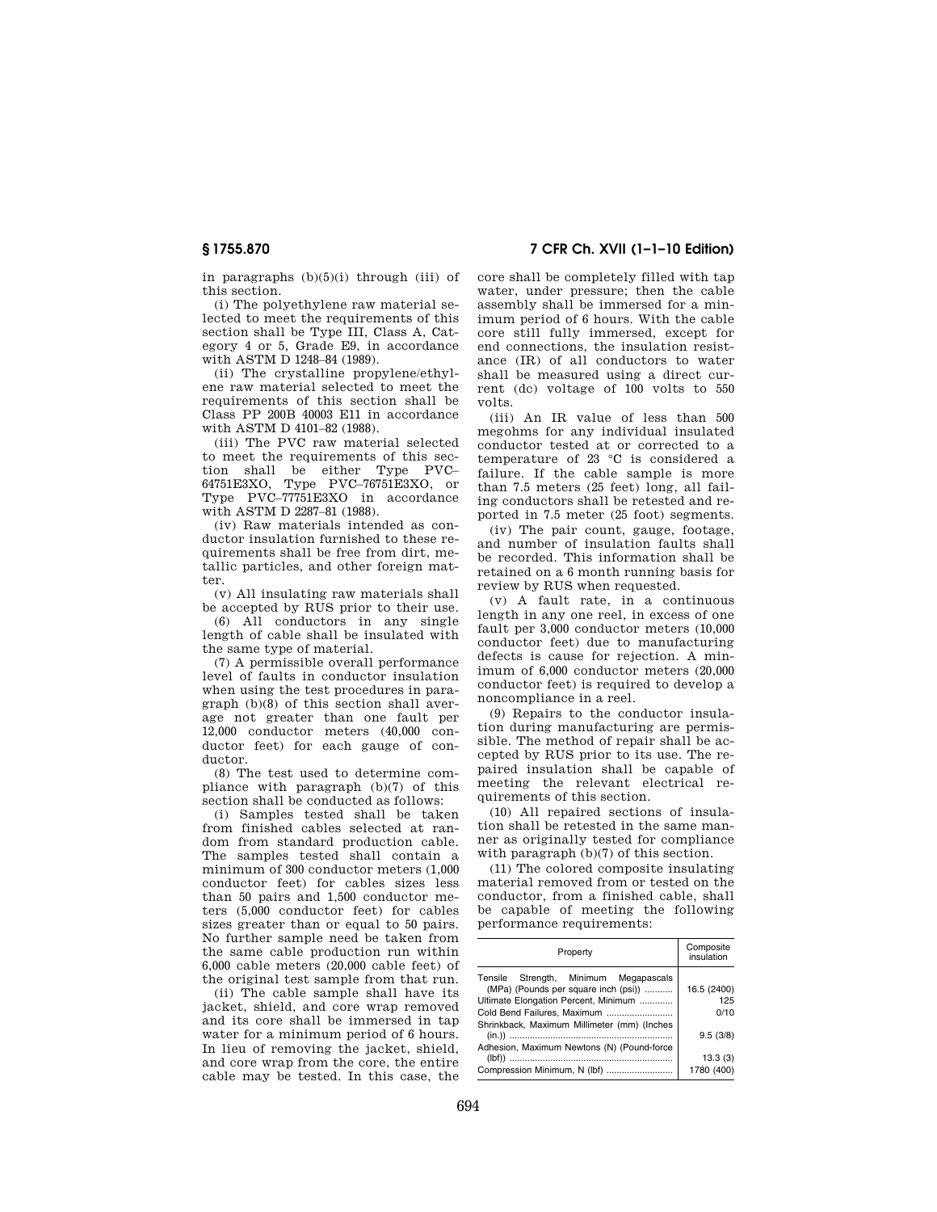in paragraphs (b)(5)(i) through (iii) of this section.

(i) The polyethylene raw material selected to meet the requirements of this section shall be Type III, Class A, Category 4 or 5, Grade E9, in accordance with ASTM D 1248–84 (1989).

(ii) The crystalline propylene/ethylene raw material selected to meet the requirements of this section shall be Class PP 200B 40003 E11 in accordance with ASTM D 4101–82 (1988).

(iii) The PVC raw material selected to meet the requirements of this section shall be either Type PVC–64751E3XO, Type PVC–76751E3XO, or Type PVC–77751E3XO in accordance with ASTM D 2287–81 (1988).

(iv) Raw materials intended as conductor insulation furnished to these requirements shall be free from dirt, metallic particles, and other foreign matter.

(v) All insulating raw materials shall be accepted by RUS prior to their use.

(6) All conductors in any single length of cable shall be insulated with the same type of material.

(7) A permissible overall performance level of faults in conductor insulation when using the test procedures in paragraph (b)(8) of this section shall average not greater than one fault per 12,000 conductor meters (40,000 conductor feet) for each gauge of conductor.

(8) The test used to determine compliance with paragraph (b)(7) of this section shall be conducted as follows:

(i) Samples tested shall be taken from finished cables selected at random from standard production cable. The samples tested shall contain a minimum of 300 conductor meters (1,000 conductor feet) for cables sizes less than 50 pairs and 1,500 conductor meters (5,000 conductor feet) for cables sizes greater than or equal to 50 pairs. No further sample need be taken from the same cable production run within 6,000 cable meters (20,000 cable feet) of the original test sample from that run.

(ii) The cable sample shall have its jacket, shield, and core wrap removed and its core shall be immersed in tap water for a minimum period of 6 hours. In lieu of removing the jacket, shield, and core wrap from the core, the entire cable may be tested. In this case, the core shall be completely filled with tap water, under pressure; then the cable assembly shall be immersed for a minimum period of 6 hours. With the cable core still fully immersed, except for end connections, the insulation resistance (IR) of all conductors to water shall be measured using a direct current (dc) voltage of 100 volts to 550 volts.

(iii) An IR value of less than 500 megohms for any individual insulated conductor tested at or corrected to a temperature of 23 °C is considered a failure. If the cable sample is more than 7.5 meters (25 feet) long, all failing conductors shall be retested and reported in 7.5 meter (25 foot) segments.

(iv) The pair count, gauge, footage, and number of insulation faults shall be recorded. This information shall be retained on a 6 month running basis for review by RUS when requested.

(v) A fault rate, in a continuous length in any one reel, in excess of one fault per 3,000 conductor meters (10,000 conductor feet) due to manufacturing defects is cause for rejection. A minimum of 6,000 conductor meters (20,000 conductor feet) is required to develop a noncompliance in a reel.

(9) Repairs to the conductor insulation during manufacturing are permissible. The method of repair shall be accepted by RUS prior to its use. The repaired insulation shall be capable of meeting the relevant electrical requirements of this section.

(10) All repaired sections of insulation shall be retested in the same manner as originally tested for compliance with paragraph (b)(7) of this section.

(11) The colored composite insulating material removed from or tested on the conductor, from a finished cable, shall be capable of meeting the following performance requirements:

| Property | Composite insulation |
|---|---|
| Tensile Strength, Minimum Megapascals (MPa) (Pounds per square inch (psi)) | 16.5 (2400) |
| Ultimate Elongation Percent, Minimum | 125 |
| Cold Bend Failures, Maximum | 0/10 |
| Shrinkback, Maximum Millimeter (mm) (Inches (in.)) | 9.5 (3/8) |
| Adhesion, Maximum Newtons (N) (Pound-force (lbf)) | 13.3 (3) |
| Compression Minimum, N (lbf) | 1780 (400) |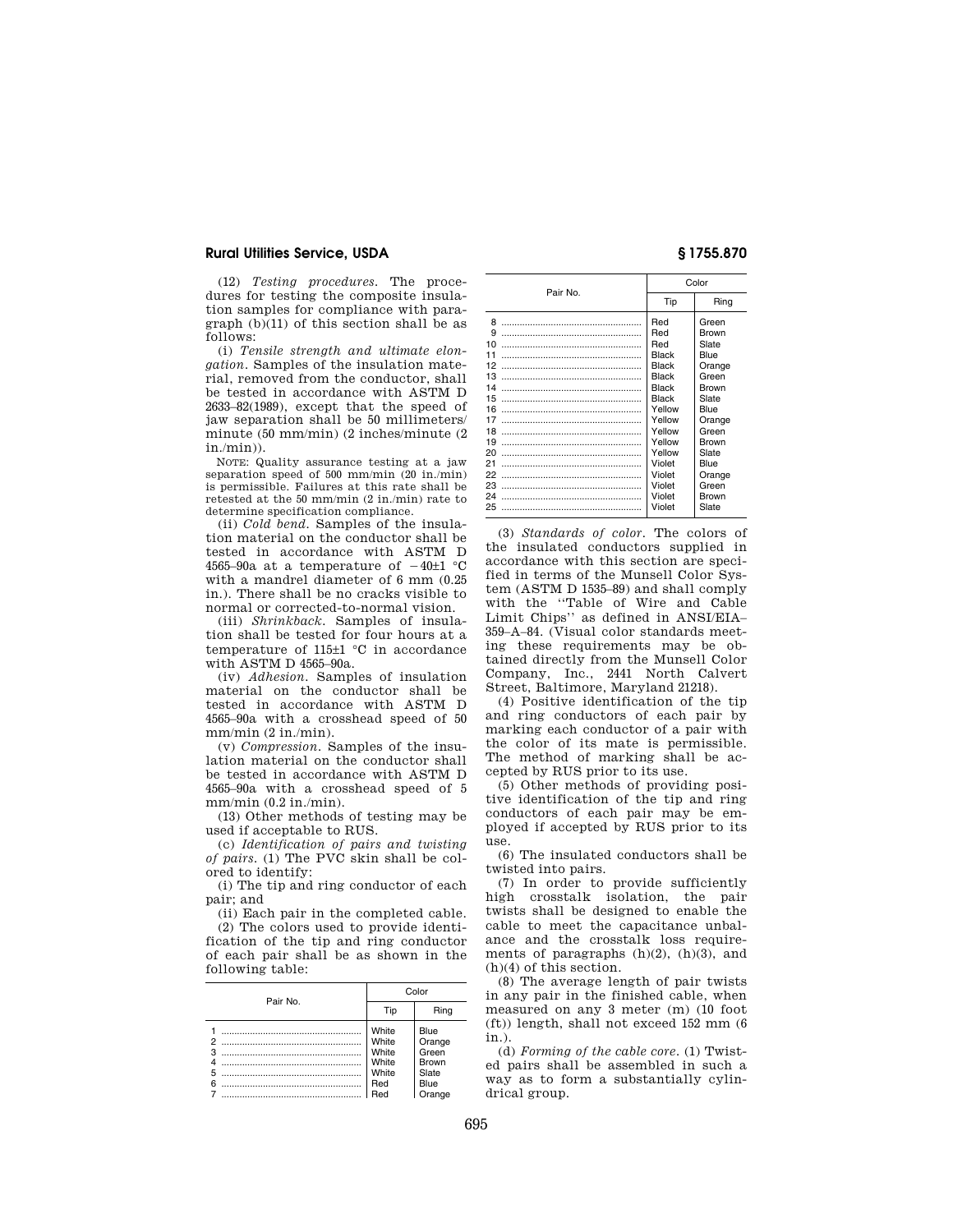(12) *Testing procedures.* The procedures for testing the composite insulation samples for compliance with paragraph (b)(11) of this section shall be as follows:

(i) *Tensile strength and ultimate elongation.* Samples of the insulation material, removed from the conductor, shall be tested in accordance with ASTM D 2633–82(1989), except that the speed of jaw separation shall be 50 millimeters/minute (50 mm/min) (2 inches/minute (2 in./min)).

NOTE: Quality assurance testing at a jaw separation speed of 500 mm/min (20 in./min) is permissible. Failures at this rate shall be retested at the 50 mm/min (2 in./min) rate to determine specification compliance.

(ii) *Cold bend.* Samples of the insulation material on the conductor shall be tested in accordance with ASTM D 4565–90a at a temperature of −40±1 °C with a mandrel diameter of 6 mm (0.25 in.). There shall be no cracks visible to normal or corrected-to-normal vision.

(iii) *Shrinkback.* Samples of insulation shall be tested for four hours at a temperature of 115±1 °C in accordance with ASTM D 4565–90a.

(iv) *Adhesion.* Samples of insulation material on the conductor shall be tested in accordance with ASTM D 4565–90a with a crosshead speed of 50 mm/min (2 in./min).

(v) *Compression.* Samples of the insulation material on the conductor shall be tested in accordance with ASTM D 4565–90a with a crosshead speed of 5 mm/min (0.2 in./min).

(13) Other methods of testing may be used if acceptable to RUS.

(c) *Identification of pairs and twisting of pairs.* (1) The PVC skin shall be colored to identify:

(i) The tip and ring conductor of each pair; and

(ii) Each pair in the completed cable.

(2) The colors used to provide identification of the tip and ring conductor of each pair shall be as shown in the following table:

| Pair No. | Color | |
|---|---|---|
| | Tip | Ring |
| 1 | White | Blue |
| 2 | White | Orange |
| 3 | White | Green |
| 4 | White | Brown |
| 5 | White | Slate |
| 6 | Red | Blue |
| 7 | Red | Orange |
| 8 | Red | Green |
| 9 | Red | Brown |
| 10 | Red | Slate |
| 11 | Black | Blue |
| 12 | Black | Orange |
| 13 | Black | Green |
| 14 | Black | Brown |
| 15 | Black | Slate |
| 16 | Yellow | Blue |
| 17 | Yellow | Orange |
| 18 | Yellow | Green |
| 19 | Yellow | Brown |
| 20 | Yellow | Slate |
| 21 | Violet | Blue |
| 22 | Violet | Orange |
| 23 | Violet | Green |
| 24 | Violet | Brown |
| 25 | Violet | Slate |

(3) *Standards of color.* The colors of the insulated conductors supplied in accordance with this section are specified in terms of the Munsell Color System (ASTM D 1535–89) and shall comply with the "Table of Wire and Cable Limit Chips" as defined in ANSI/EIA–359–A–84. (Visual color standards meeting these requirements may be obtained directly from the Munsell Color Company, Inc., 2441 North Calvert Street, Baltimore, Maryland 21218).

(4) Positive identification of the tip and ring conductors of each pair by marking each conductor of a pair with the color of its mate is permissible. The method of marking shall be accepted by RUS prior to its use.

(5) Other methods of providing positive identification of the tip and ring conductors of each pair may be employed if accepted by RUS prior to its use.

(6) The insulated conductors shall be twisted into pairs.

(7) In order to provide sufficiently high crosstalk isolation, the pair twists shall be designed to enable the cable to meet the capacitance unbalance and the crosstalk loss requirements of paragraphs (h)(2), (h)(3), and (h)(4) of this section.

(8) The average length of pair twists in any pair in the finished cable, when measured on any 3 meter (m) (10 foot (ft)) length, shall not exceed 152 mm (6 in.).

(d) *Forming of the cable core.* (1) Twisted pairs shall be assembled in such a way as to form a substantially cylindrical group.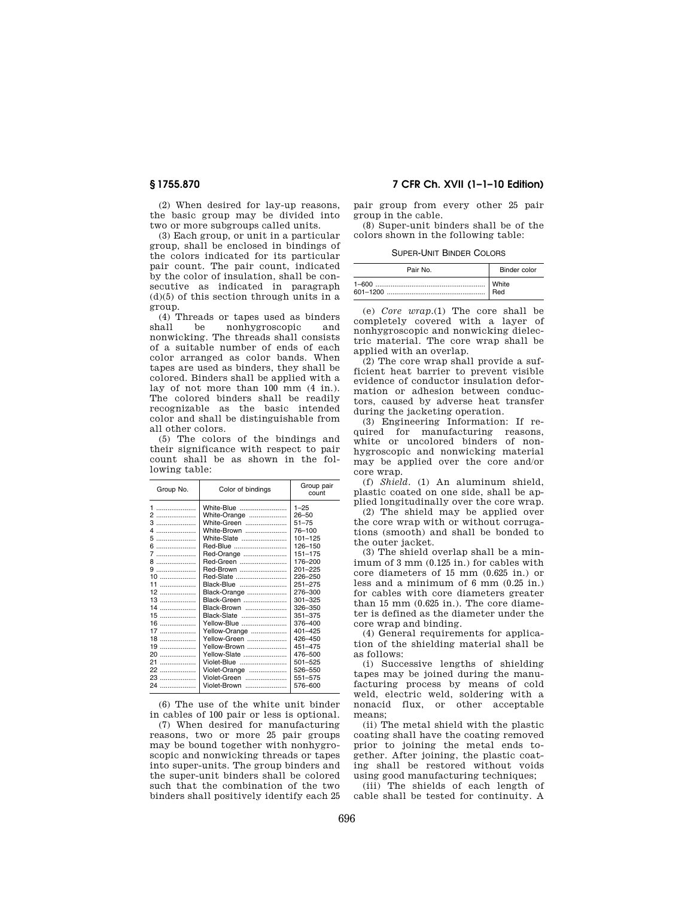(2) When desired for lay-up reasons, the basic group may be divided into two or more subgroups called units.

(3) Each group, or unit in a particular group, shall be enclosed in bindings of the colors indicated for its particular pair count. The pair count, indicated by the color of insulation, shall be consecutive as indicated in paragraph (d)(5) of this section through units in a group.

(4) Threads or tapes used as binders shall be nonhygroscopic and nonwicking. The threads shall consists of a suitable number of ends of each color arranged as color bands. When tapes are used as binders, they shall be colored. Binders shall be applied with a lay of not more than 100 mm (4 in.). The colored binders shall be readily recognizable as the basic intended color and shall be distinguishable from all other colors.

(5) The colors of the bindings and their significance with respect to pair count shall be as shown in the following table:

| Group No. | Color of bindings | Group pair count |
|---|---|---|
| 1 | White-Blue | 1–25 |
| 2 | White-Orange | 26–50 |
| 3 | White-Green | 51–75 |
| 4 | White-Brown | 76–100 |
| 5 | White-Slate | 101–125 |
| 6 | Red-Blue | 126–150 |
| 7 | Red-Orange | 151–175 |
| 8 | Red-Green | 176–200 |
| 9 | Red-Brown | 201–225 |
| 10 | Red-Slate | 226–250 |
| 11 | Black-Blue | 251–275 |
| 12 | Black-Orange | 276–300 |
| 13 | Black-Green | 301–325 |
| 14 | Black-Brown | 326–350 |
| 15 | Black-Slate | 351–375 |
| 16 | Yellow-Blue | 376–400 |
| 17 | Yellow-Orange | 401–425 |
| 18 | Yellow-Green | 426–450 |
| 19 | Yellow-Brown | 451–475 |
| 20 | Yellow-Slate | 476–500 |
| 21 | Violet-Blue | 501–525 |
| 22 | Violet-Orange | 526–550 |
| 23 | Violet-Green | 551–575 |
| 24 | Violet-Brown | 576–600 |

(6) The use of the white unit binder in cables of 100 pair or less is optional.

(7) When desired for manufacturing reasons, two or more 25 pair groups may be bound together with nonhygroscopic and nonwicking threads or tapes into super-units. The group binders and the super-unit binders shall be colored such that the combination of the two binders shall positively identify each 25 pair group from every other 25 pair group in the cable.

(8) Super-unit binders shall be of the colors shown in the following table:

SUPER-UNIT BINDER COLORS

| Pair No. | Binder color |
|---|---|
| 1–600 | White |
| 601–1200 | Red |

(e) *Core wrap.*(1) The core shall be completely covered with a layer of nonhygroscopic and nonwicking dielectric material. The core wrap shall be applied with an overlap.

(2) The core wrap shall provide a sufficient heat barrier to prevent visible evidence of conductor insulation deformation or adhesion between conductors, caused by adverse heat transfer during the jacketing operation.

(3) Engineering Information: If required for manufacturing reasons, white or uncolored binders of nonhygroscopic and nonwicking material may be applied over the core and/or core wrap.

(f) *Shield.* (1) An aluminum shield, plastic coated on one side, shall be applied longitudinally over the core wrap.

(2) The shield may be applied over the core wrap with or without corrugations (smooth) and shall be bonded to the outer jacket.

(3) The shield overlap shall be a minimum of 3 mm (0.125 in.) for cables with core diameters of 15 mm (0.625 in.) or less and a minimum of 6 mm (0.25 in.) for cables with core diameters greater than 15 mm (0.625 in.). The core diameter is defined as the diameter under the core wrap and binding.

(4) General requirements for application of the shielding material shall be as follows:

(i) Successive lengths of shielding tapes may be joined during the manufacturing process by means of cold weld, electric weld, soldering with a nonacid flux, or other acceptable means;

(ii) The metal shield with the plastic coating shall have the coating removed prior to joining the metal ends together. After joining, the plastic coating shall be restored without voids using good manufacturing techniques;

(iii) The shields of each length of cable shall be tested for continuity. A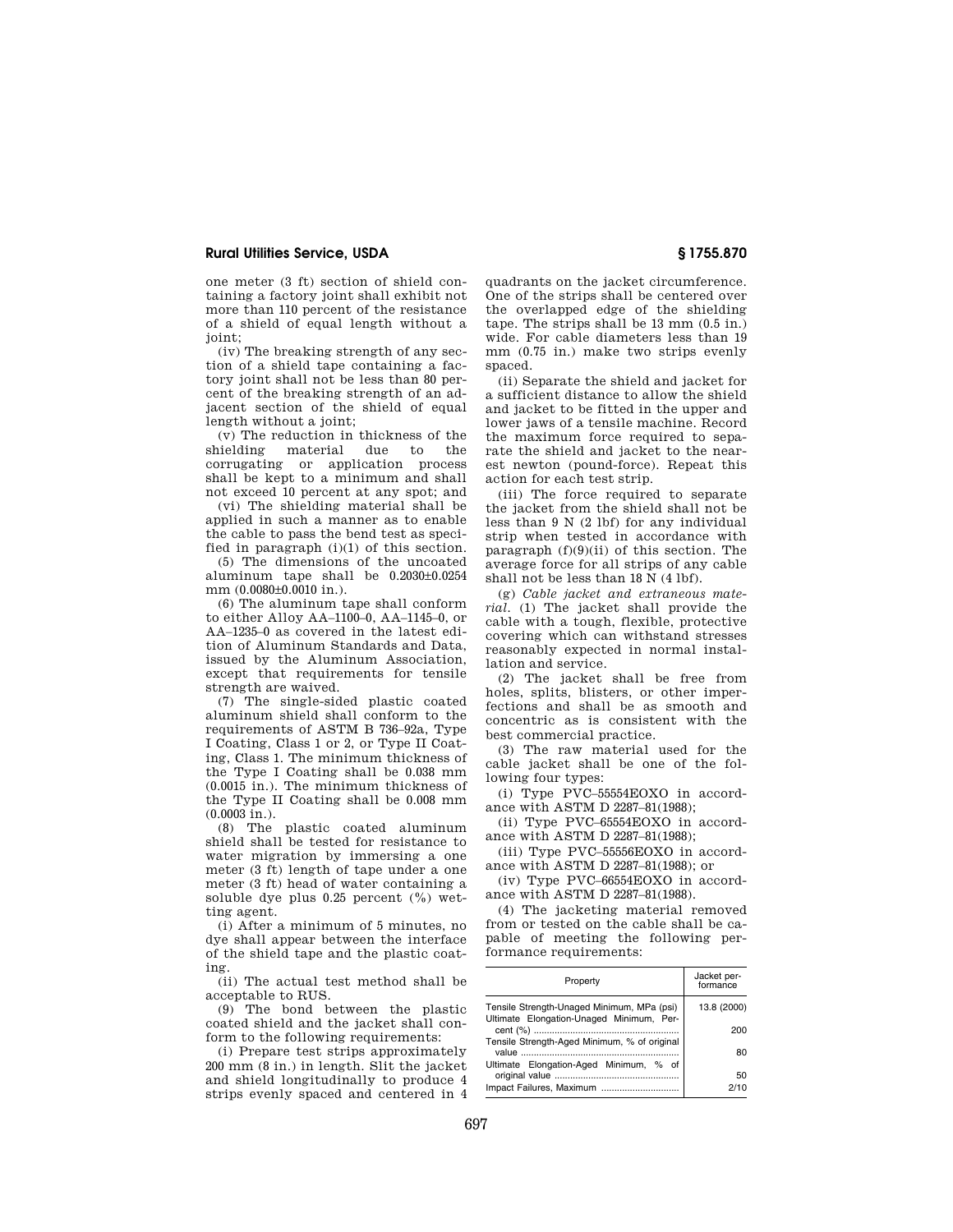one meter (3 ft) section of shield containing a factory joint shall exhibit not more than 110 percent of the resistance of a shield of equal length without a joint;

(iv) The breaking strength of any section of a shield tape containing a factory joint shall not be less than 80 percent of the breaking strength of an adjacent section of the shield of equal length without a joint;

(v) The reduction in thickness of the shielding material due to the corrugating or application process shall be kept to a minimum and shall not exceed 10 percent at any spot; and

(vi) The shielding material shall be applied in such a manner as to enable the cable to pass the bend test as specified in paragraph (i)(1) of this section.

(5) The dimensions of the uncoated aluminum tape shall be 0.2030±0.0254 mm (0.0080±0.0010 in.).

(6) The aluminum tape shall conform to either Alloy AA–1100–0, AA–1145–0, or AA–1235–0 as covered in the latest edition of Aluminum Standards and Data, issued by the Aluminum Association, except that requirements for tensile strength are waived.

(7) The single-sided plastic coated aluminum shield shall conform to the requirements of ASTM B 736–92a, Type I Coating, Class 1 or 2, or Type II Coating, Class 1. The minimum thickness of the Type I Coating shall be 0.038 mm (0.0015 in.). The minimum thickness of the Type II Coating shall be 0.008 mm (0.0003 in.).

(8) The plastic coated aluminum shield shall be tested for resistance to water migration by immersing a one meter (3 ft) length of tape under a one meter (3 ft) head of water containing a soluble dye plus 0.25 percent (%) wetting agent.

(i) After a minimum of 5 minutes, no dye shall appear between the interface of the shield tape and the plastic coating.

(ii) The actual test method shall be acceptable to RUS.

(9) The bond between the plastic coated shield and the jacket shall conform to the following requirements:

(i) Prepare test strips approximately 200 mm (8 in.) in length. Slit the jacket and shield longitudinally to produce 4 strips evenly spaced and centered in 4 quadrants on the jacket circumference. One of the strips shall be centered over the overlapped edge of the shielding tape. The strips shall be 13 mm (0.5 in.) wide. For cable diameters less than 19 mm (0.75 in.) make two strips evenly spaced.

(ii) Separate the shield and jacket for a sufficient distance to allow the shield and jacket to be fitted in the upper and lower jaws of a tensile machine. Record the maximum force required to separate the shield and jacket to the nearest newton (pound-force). Repeat this action for each test strip.

(iii) The force required to separate the jacket from the shield shall not be less than 9 N (2 lbf) for any individual strip when tested in accordance with paragraph (f)(9)(ii) of this section. The average force for all strips of any cable shall not be less than 18 N (4 lbf).

(g) *Cable jacket and extraneous material.* (1) The jacket shall provide the cable with a tough, flexible, protective covering which can withstand stresses reasonably expected in normal installation and service.

(2) The jacket shall be free from holes, splits, blisters, or other imperfections and shall be as smooth and concentric as is consistent with the best commercial practice.

(3) The raw material used for the cable jacket shall be one of the following four types:

(i) Type PVC–55554EOXO in accordance with ASTM D 2287–81(1988);

(ii) Type PVC–65554EOXO in accordance with ASTM D 2287–81(1988);

(iii) Type PVC–55556EOXO in accordance with ASTM D 2287–81(1988); or

(iv) Type PVC–66554EOXO in accordance with ASTM D 2287–81(1988).

(4) The jacketing material removed from or tested on the cable shall be capable of meeting the following performance requirements:

| Property | Jacket performance |
|---|---|
| Tensile Strength-Unaged Minimum, MPa (psi) | 13.8 (2000) |
| Ultimate Elongation-Unaged Minimum, Percent (%) | 200 |
| Tensile Strength-Aged Minimum, % of original value | 80 |
| Ultimate Elongation-Aged Minimum, % of original value | 50 |
| Impact Failures, Maximum | 2/10 |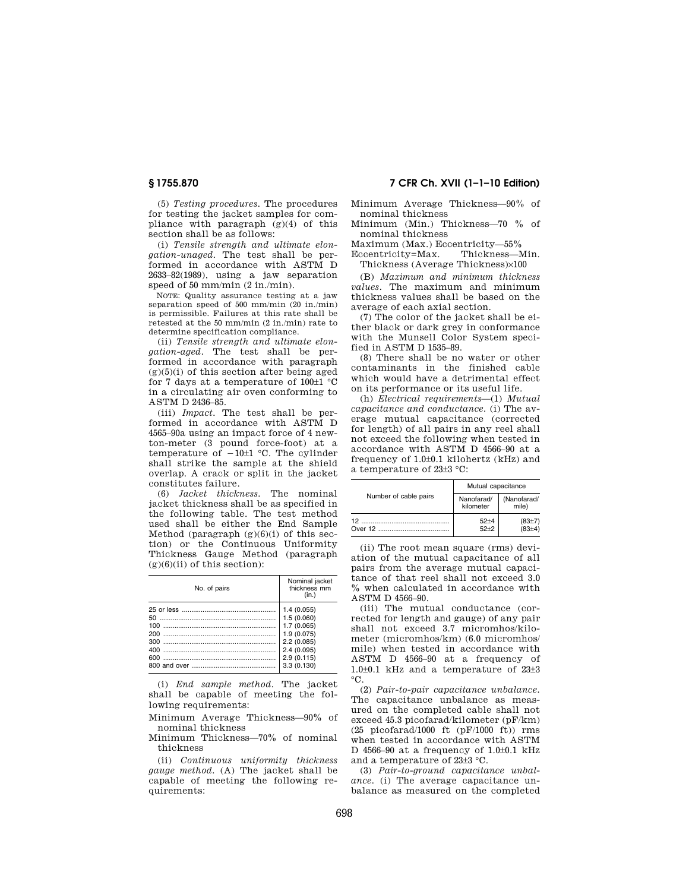(5) *Testing procedures.* The procedures for testing the jacket samples for compliance with paragraph (g)(4) of this section shall be as follows:

(i) *Tensile strength and ultimate elongation-unaged.* The test shall be performed in accordance with ASTM D 2633–82(1989), using a jaw separation speed of 50 mm/min (2 in./min).

NOTE: Quality assurance testing at a jaw separation speed of 500 mm/min (20 in./min) is permissible. Failures at this rate shall be retested at the 50 mm/min (2 in./min) rate to determine specification compliance.

(ii) *Tensile strength and ultimate elongation-aged.* The test shall be performed in accordance with paragraph (g)(5)(i) of this section after being aged for 7 days at a temperature of 100±1 °C in a circulating air oven conforming to ASTM D 2436–85.

(iii) *Impact.* The test shall be performed in accordance with ASTM D 4565–90a using an impact force of 4 newton-meter (3 pound force-foot) at a temperature of −10±1 °C. The cylinder shall strike the sample at the shield overlap. A crack or split in the jacket constitutes failure.

(6) *Jacket thickness.* The nominal jacket thickness shall be as specified in the following table. The test method used shall be either the End Sample Method (paragraph (g)(6)(i) of this section) or the Continuous Uniformity Thickness Gauge Method (paragraph (g)(6)(ii) of this section):

| No. of pairs | Nominal jacket thickness mm (in.) |
|---|---|
| 25 or less | 1.4 (0.055) |
| 50 | 1.5 (0.060) |
| 100 | 1.7 (0.065) |
| 200 | 1.9 (0.075) |
| 300 | 2.2 (0.085) |
| 400 | 2.4 (0.095) |
| 600 | 2.9 (0.115) |
| 800 and over | 3.3 (0.130) |

(i) *End sample method.* The jacket shall be capable of meeting the following requirements:

Minimum Average Thickness—90% of nominal thickness

Minimum Thickness—70% of nominal thickness

(ii) *Continuous uniformity thickness gauge method.* (A) The jacket shall be capable of meeting the following requirements:

Minimum Average Thickness—90% of nominal thickness

Minimum (Min.) Thickness—70 % of nominal thickness

Maximum (Max.) Eccentricity—55%

Eccentricity=Max. Thickness—Min. Thickness (Average Thickness)×100

(B) *Maximum and minimum thickness values.* The maximum and minimum thickness values shall be based on the average of each axial section.

(7) The color of the jacket shall be either black or dark grey in conformance with the Munsell Color System specified in ASTM D 1535–89.

(8) There shall be no water or other contaminants in the finished cable which would have a detrimental effect on its performance or its useful life.

(h) *Electrical requirements*—(1) *Mutual capacitance and conductance.* (i) The average mutual capacitance (corrected for length) of all pairs in any reel shall not exceed the following when tested in accordance with ASTM D 4566–90 at a frequency of 1.0±0.1 kilohertz (kHz) and a temperature of 23±3 °C:

| Number of cable pairs | Mutual capacitance | |
|---|---|---|
| | Nanofarad/ kilometer | (Nanofarad/ mile) |
| 12 | 52±4 | (83±7) |
| Over 12 | 52±2 | (83±4) |

(ii) The root mean square (rms) deviation of the mutual capacitance of all pairs from the average mutual capacitance of that reel shall not exceed 3.0 % when calculated in accordance with ASTM D 4566–90.

(iii) The mutual conductance (corrected for length and gauge) of any pair shall not exceed 3.7 micromhos/kilometer (micromhos/km) (6.0 micromhos/mile) when tested in accordance with ASTM D 4566–90 at a frequency of 1.0±0.1 kHz and a temperature of 23±3 °C.

(2) *Pair-to-pair capacitance unbalance.* The capacitance unbalance as measured on the completed cable shall not exceed 45.3 picofarad/kilometer (pF/km) (25 picofarad/1000 ft (pF/1000 ft)) rms when tested in accordance with ASTM D 4566–90 at a frequency of 1.0±0.1 kHz and a temperature of 23±3 °C.

(3) *Pair-to-ground capacitance unbalance.* (i) The average capacitance unbalance as measured on the completed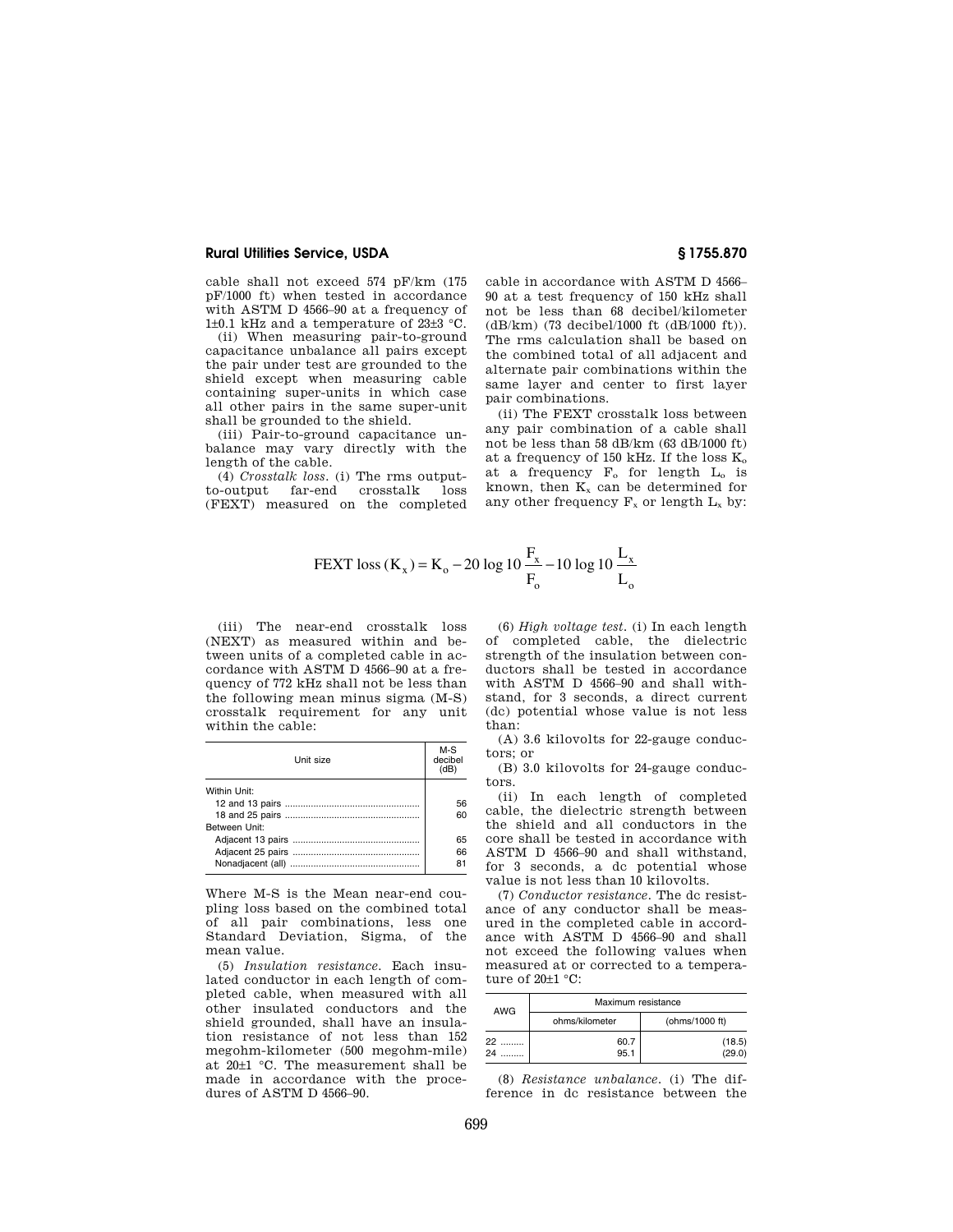cable shall not exceed 574 pF/km (175 pF/1000 ft) when tested in accordance with ASTM D 4566–90 at a frequency of 1±0.1 kHz and a temperature of 23±3 °C.

(ii) When measuring pair-to-ground capacitance unbalance all pairs except the pair under test are grounded to the shield except when measuring cable containing super-units in which case all other pairs in the same super-unit shall be grounded to the shield.

(iii) Pair-to-ground capacitance unbalance may vary directly with the length of the cable.

(4) *Crosstalk loss.* (i) The rms output-to-output far-end crosstalk loss (FEXT) measured on the completed cable in accordance with ASTM D 4566–90 at a test frequency of 150 kHz shall not be less than 68 decibel/kilometer (dB/km) (73 decibel/1000 ft (dB/1000 ft)). The rms calculation shall be based on the combined total of all adjacent and alternate pair combinations within the same layer and center to first layer pair combinations.

(ii) The FEXT crosstalk loss between any pair combination of a cable shall not be less than 58 dB/km (63 dB/1000 ft) at a frequency of 150 kHz. If the loss $K_o$ at a frequency $F_o$ for length $L_o$ is known, then $K_x$ can be determined for any other frequency $F_x$ or length $L_x$ by:

$$\text{FEXT loss } (K_x) = K_o - 20 \log 10 \frac{F_x}{F_o} - 10 \log 10 \frac{L_x}{L_o}$$

(iii) The near-end crosstalk loss (NEXT) as measured within and between units of a completed cable in accordance with ASTM D 4566–90 at a frequency of 772 kHz shall not be less than the following mean minus sigma (M-S) crosstalk requirement for any unit within the cable:

| Unit size | M-S decibel (dB) |
|---|---|
| Within Unit: | |
| 12 and 13 pairs | 56 |
| 18 and 25 pairs | 60 |
| Between Unit: | |
| Adjacent 13 pairs | 65 |
| Adjacent 25 pairs | 66 |
| Nonadjacent (all) | 81 |

Where M-S is the Mean near-end coupling loss based on the combined total of all pair combinations, less one Standard Deviation, Sigma, of the mean value.

(5) *Insulation resistance.* Each insulated conductor in each length of completed cable, when measured with all other insulated conductors and the shield grounded, shall have an insulation resistance of not less than 152 megohm-kilometer (500 megohm-mile) at 20±1 °C. The measurement shall be made in accordance with the procedures of ASTM D 4566–90.

(6) *High voltage test.* (i) In each length of completed cable, the dielectric strength of the insulation between conductors shall be tested in accordance with ASTM D 4566–90 and shall withstand, for 3 seconds, a direct current (dc) potential whose value is not less than:

(A) 3.6 kilovolts for 22-gauge conductors; or

(B) 3.0 kilovolts for 24-gauge conductors.

(ii) In each length of completed cable, the dielectric strength between the shield and all conductors in the core shall be tested in accordance with ASTM D 4566–90 and shall withstand, for 3 seconds, a dc potential whose value is not less than 10 kilovolts.

(7) *Conductor resistance.* The dc resistance of any conductor shall be measured in the completed cable in accordance with ASTM D 4566–90 and shall not exceed the following values when measured at or corrected to a temperature of 20±1 °C:

| AWG | Maximum resistance | |
|---|---|---|
| | ohms/kilometer | (ohms/1000 ft) |
| 22 | 60.7 | (18.5) |
| 24 | 95.1 | (29.0) |

(8) *Resistance unbalance.* (i) The difference in dc resistance between the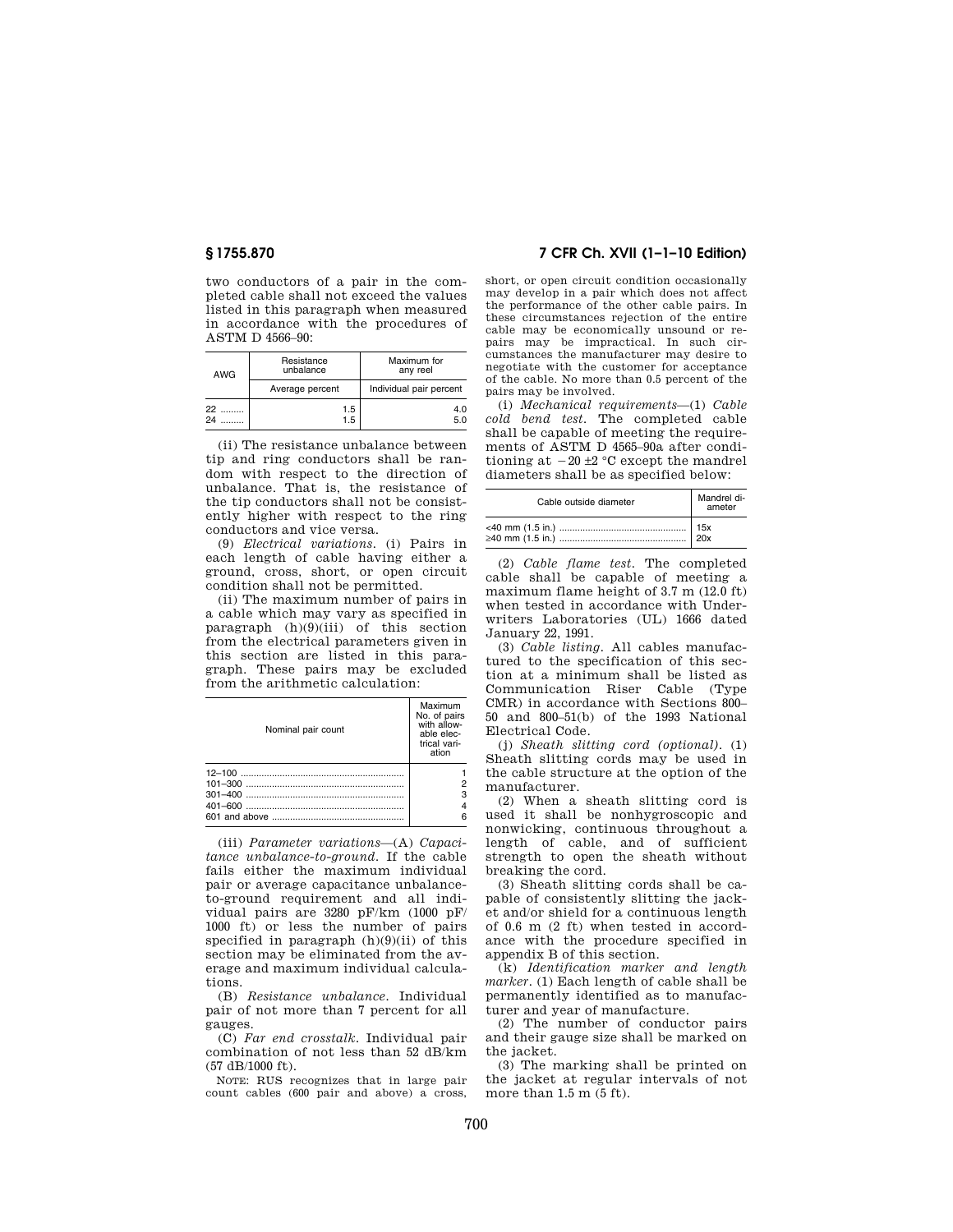two conductors of a pair in the completed cable shall not exceed the values listed in this paragraph when measured in accordance with the procedures of ASTM D 4566–90:

| AWG | Resistance unbalance | Maximum for any reel |
|---|---|---|
| | Average percent | Individual pair percent |
| 22 | 1.5 | 4.0 |
| 24 | 1.5 | 5.0 |

(ii) The resistance unbalance between tip and ring conductors shall be random with respect to the direction of unbalance. That is, the resistance of the tip conductors shall not be consistently higher with respect to the ring conductors and vice versa.

(9) *Electrical variations.* (i) Pairs in each length of cable having either a ground, cross, short, or open circuit condition shall not be permitted.

(ii) The maximum number of pairs in a cable which may vary as specified in paragraph (h)(9)(iii) of this section from the electrical parameters given in this section are listed in this paragraph. These pairs may be excluded from the arithmetic calculation:

| Nominal pair count | Maximum No. of pairs with allowable electrical variation |
|---|---|
| 12–100 | 1 |
| 101–300 | 2 |
| 301–400 | 3 |
| 401–600 | 4 |
| 601 and above | 6 |

(iii) *Parameter variations*—(A) *Capacitance unbalance-to-ground.* If the cable fails either the maximum individual pair or average capacitance unbalance-to-ground requirement and all individual pairs are 3280 pF/km (1000 pF/1000 ft) or less the number of pairs specified in paragraph (h)(9)(ii) of this section may be eliminated from the average and maximum individual calculations.

(B) *Resistance unbalance.* Individual pair of not more than 7 percent for all gauges.

(C) *Far end crosstalk.* Individual pair combination of not less than 52 dB/km (57 dB/1000 ft).

NOTE: RUS recognizes that in large pair count cables (600 pair and above) a cross, short, or open circuit condition occasionally may develop in a pair which does not affect the performance of the other cable pairs. In these circumstances rejection of the entire cable may be economically unsound or repairs may be impractical. In such circumstances the manufacturer may desire to negotiate with the customer for acceptance of the cable. No more than 0.5 percent of the pairs may be involved.

(i) *Mechanical requirements*—(1) *Cable cold bend test.* The completed cable shall be capable of meeting the requirements of ASTM D 4565–90a after conditioning at $-20 \pm 2$ °C except the mandrel diameters shall be as specified below:

| Cable outside diameter | Mandrel diameter |
|---|---|
| <40 mm (1.5 in.) | 15x |
| ≥40 mm (1.5 in.) | 20x |

(2) *Cable flame test.* The completed cable shall be capable of meeting a maximum flame height of 3.7 m (12.0 ft) when tested in accordance with Underwriters Laboratories (UL) 1666 dated January 22, 1991.

(3) *Cable listing.* All cables manufactured to the specification of this section at a minimum shall be listed as Communication Riser Cable (Type CMR) in accordance with Sections 800–50 and 800–51(b) of the 1993 National Electrical Code.

(j) *Sheath slitting cord (optional).* (1) Sheath slitting cords may be used in the cable structure at the option of the manufacturer.

(2) When a sheath slitting cord is used it shall be nonhygroscopic and nonwicking, continuous throughout a length of cable, and of sufficient strength to open the sheath without breaking the cord.

(3) Sheath slitting cords shall be capable of consistently slitting the jacket and/or shield for a continuous length of 0.6 m (2 ft) when tested in accordance with the procedure specified in appendix B of this section.

(k) *Identification marker and length marker.* (1) Each length of cable shall be permanently identified as to manufacturer and year of manufacture.

(2) The number of conductor pairs and their gauge size shall be marked on the jacket.

(3) The marking shall be printed on the jacket at regular intervals of not more than 1.5 m (5 ft).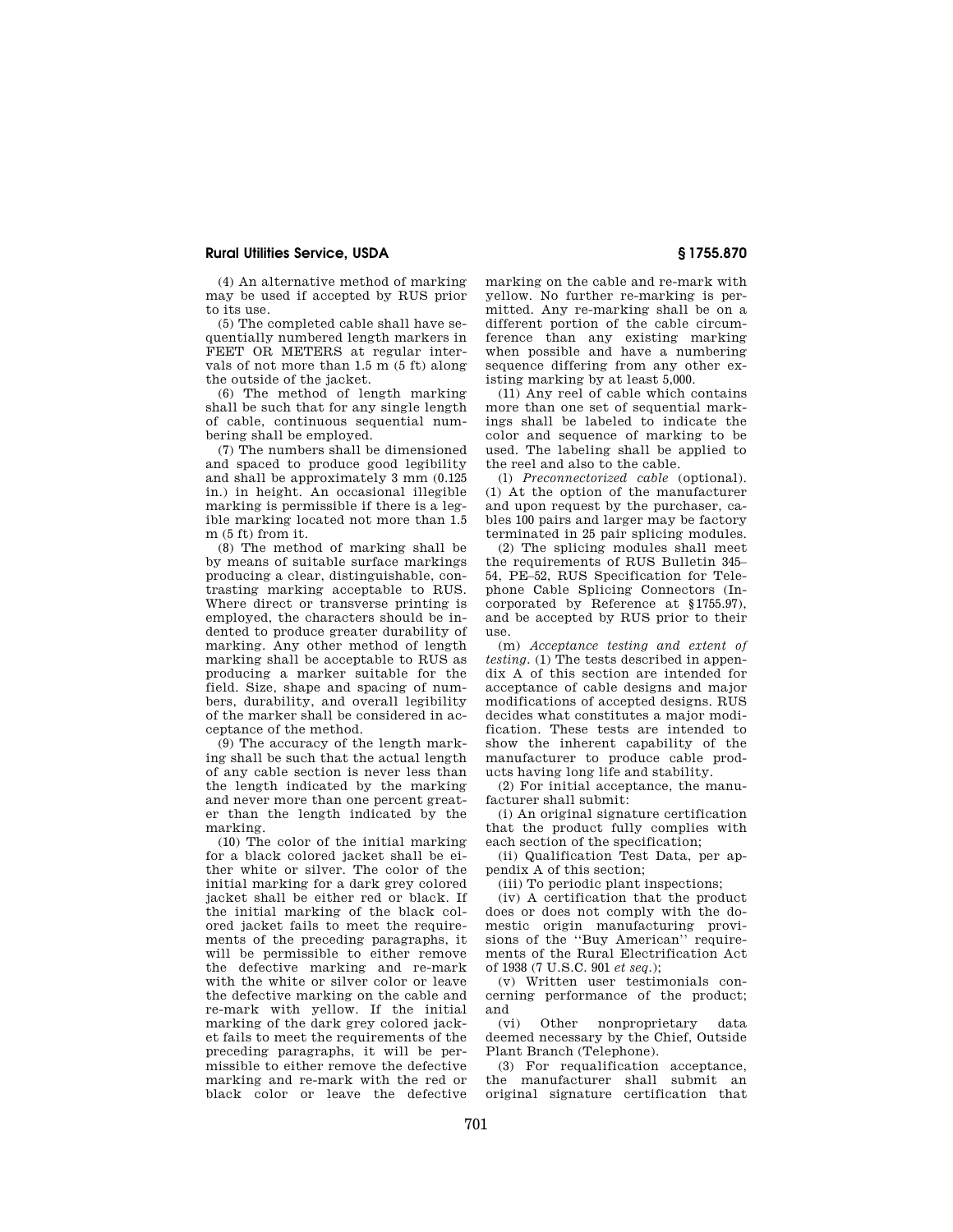(4) An alternative method of marking may be used if accepted by RUS prior to its use.

(5) The completed cable shall have sequentially numbered length markers in FEET OR METERS at regular intervals of not more than 1.5 m (5 ft) along the outside of the jacket.

(6) The method of length marking shall be such that for any single length of cable, continuous sequential numbering shall be employed.

(7) The numbers shall be dimensioned and spaced to produce good legibility and shall be approximately 3 mm (0.125 in.) in height. An occasional illegible marking is permissible if there is a legible marking located not more than 1.5 m (5 ft) from it.

(8) The method of marking shall be by means of suitable surface markings producing a clear, distinguishable, contrasting marking acceptable to RUS. Where direct or transverse printing is employed, the characters should be indented to produce greater durability of marking. Any other method of length marking shall be acceptable to RUS as producing a marker suitable for the field. Size, shape and spacing of numbers, durability, and overall legibility of the marker shall be considered in acceptance of the method.

(9) The accuracy of the length marking shall be such that the actual length of any cable section is never less than the length indicated by the marking and never more than one percent greater than the length indicated by the marking.

(10) The color of the initial marking for a black colored jacket shall be either white or silver. The color of the initial marking for a dark grey colored jacket shall be either red or black. If the initial marking of the black colored jacket fails to meet the requirements of the preceding paragraphs, it will be permissible to either remove the defective marking and re-mark with the white or silver color or leave the defective marking on the cable and re-mark with yellow. If the initial marking of the dark grey colored jacket fails to meet the requirements of the preceding paragraphs, it will be permissible to either remove the defective marking and re-mark with the red or black color or leave the defective marking on the cable and re-mark with yellow. No further re-marking is permitted. Any re-marking shall be on a different portion of the cable circumference than any existing marking when possible and have a numbering sequence differing from any other existing marking by at least 5,000.

(11) Any reel of cable which contains more than one set of sequential markings shall be labeled to indicate the color and sequence of marking to be used. The labeling shall be applied to the reel and also to the cable.

(l) *Preconnectorized cable* (optional). (1) At the option of the manufacturer and upon request by the purchaser, cables 100 pairs and larger may be factory terminated in 25 pair splicing modules.

(2) The splicing modules shall meet the requirements of RUS Bulletin 345–54, PE–52, RUS Specification for Telephone Cable Splicing Connectors (Incorporated by Reference at §1755.97), and be accepted by RUS prior to their use.

(m) *Acceptance testing and extent of testing*. (1) The tests described in appendix A of this section are intended for acceptance of cable designs and major modifications of accepted designs. RUS decides what constitutes a major modification. These tests are intended to show the inherent capability of the manufacturer to produce cable products having long life and stability.

(2) For initial acceptance, the manufacturer shall submit:

(i) An original signature certification that the product fully complies with each section of the specification;

(ii) Qualification Test Data, per appendix A of this section;

(iii) To periodic plant inspections;

(iv) A certification that the product does or does not comply with the domestic origin manufacturing provisions of the "Buy American" requirements of the Rural Electrification Act of 1938 (7 U.S.C. 901 *et seq.*);

(v) Written user testimonials concerning performance of the product; and

(vi) Other nonproprietary data deemed necessary by the Chief, Outside Plant Branch (Telephone).

(3) For requalification acceptance, the manufacturer shall submit an original signature certification that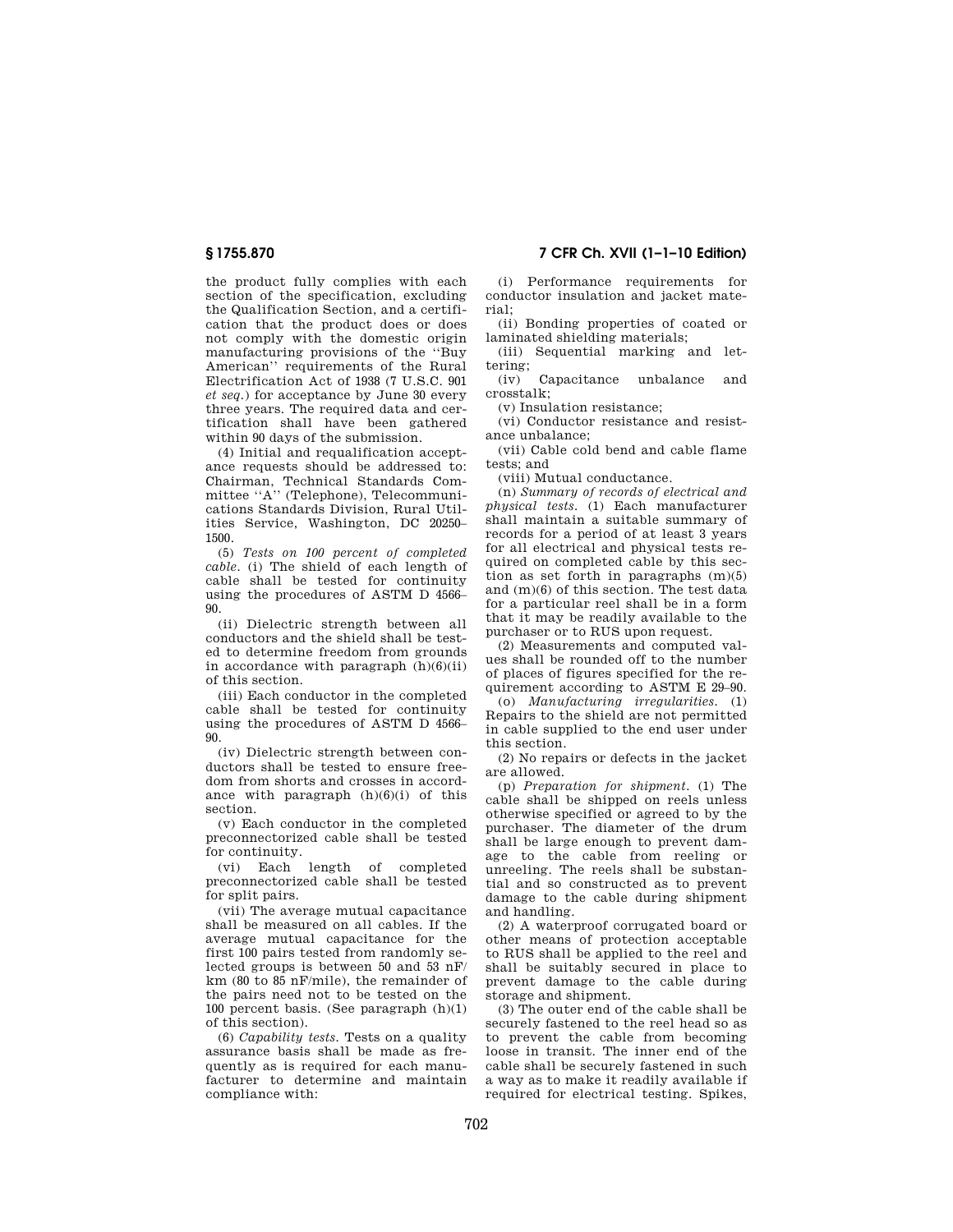the product fully complies with each section of the specification, excluding the Qualification Section, and a certification that the product does or does not comply with the domestic origin manufacturing provisions of the ''Buy American'' requirements of the Rural Electrification Act of 1938 (7 U.S.C. 901 *et seq.*) for acceptance by June 30 every three years. The required data and certification shall have been gathered within 90 days of the submission.

(4) Initial and requalification acceptance requests should be addressed to: Chairman, Technical Standards Committee ''A'' (Telephone), Telecommunications Standards Division, Rural Utilities Service, Washington, DC 20250–1500.

(5) *Tests on 100 percent of completed cable.* (i) The shield of each length of cable shall be tested for continuity using the procedures of ASTM D 4566–90.

(ii) Dielectric strength between all conductors and the shield shall be tested to determine freedom from grounds in accordance with paragraph (h)(6)(ii) of this section.

(iii) Each conductor in the completed cable shall be tested for continuity using the procedures of ASTM D 4566–90.

(iv) Dielectric strength between conductors shall be tested to ensure freedom from shorts and crosses in accordance with paragraph (h)(6)(i) of this section.

(v) Each conductor in the completed preconnectorized cable shall be tested for continuity.

(vi) Each length of completed preconnectorized cable shall be tested for split pairs.

(vii) The average mutual capacitance shall be measured on all cables. If the average mutual capacitance for the first 100 pairs tested from randomly selected groups is between 50 and 53 nF/km (80 to 85 nF/mile), the remainder of the pairs need not to be tested on the 100 percent basis. (See paragraph (h)(1) of this section).

(6) *Capability tests.* Tests on a quality assurance basis shall be made as frequently as is required for each manufacturer to determine and maintain compliance with:

(i) Performance requirements for conductor insulation and jacket material;

(ii) Bonding properties of coated or laminated shielding materials;

(iii) Sequential marking and lettering;

(iv) Capacitance unbalance and crosstalk;

(v) Insulation resistance;

(vi) Conductor resistance and resistance unbalance;

(vii) Cable cold bend and cable flame tests; and

(viii) Mutual conductance.

(n) *Summary of records of electrical and physical tests.* (1) Each manufacturer shall maintain a suitable summary of records for a period of at least 3 years for all electrical and physical tests required on completed cable by this section as set forth in paragraphs (m)(5) and (m)(6) of this section. The test data for a particular reel shall be in a form that it may be readily available to the purchaser or to RUS upon request.

(2) Measurements and computed values shall be rounded off to the number of places of figures specified for the requirement according to ASTM E 29–90.

(o) *Manufacturing irregularities.* (1) Repairs to the shield are not permitted in cable supplied to the end user under this section.

(2) No repairs or defects in the jacket are allowed.

(p) *Preparation for shipment.* (1) The cable shall be shipped on reels unless otherwise specified or agreed to by the purchaser. The diameter of the drum shall be large enough to prevent damage to the cable from reeling or unreeling. The reels shall be substantial and so constructed as to prevent damage to the cable during shipment and handling.

(2) A waterproof corrugated board or other means of protection acceptable to RUS shall be applied to the reel and shall be suitably secured in place to prevent damage to the cable during storage and shipment.

(3) The outer end of the cable shall be securely fastened to the reel head so as to prevent the cable from becoming loose in transit. The inner end of the cable shall be securely fastened in such a way as to make it readily available if required for electrical testing. Spikes,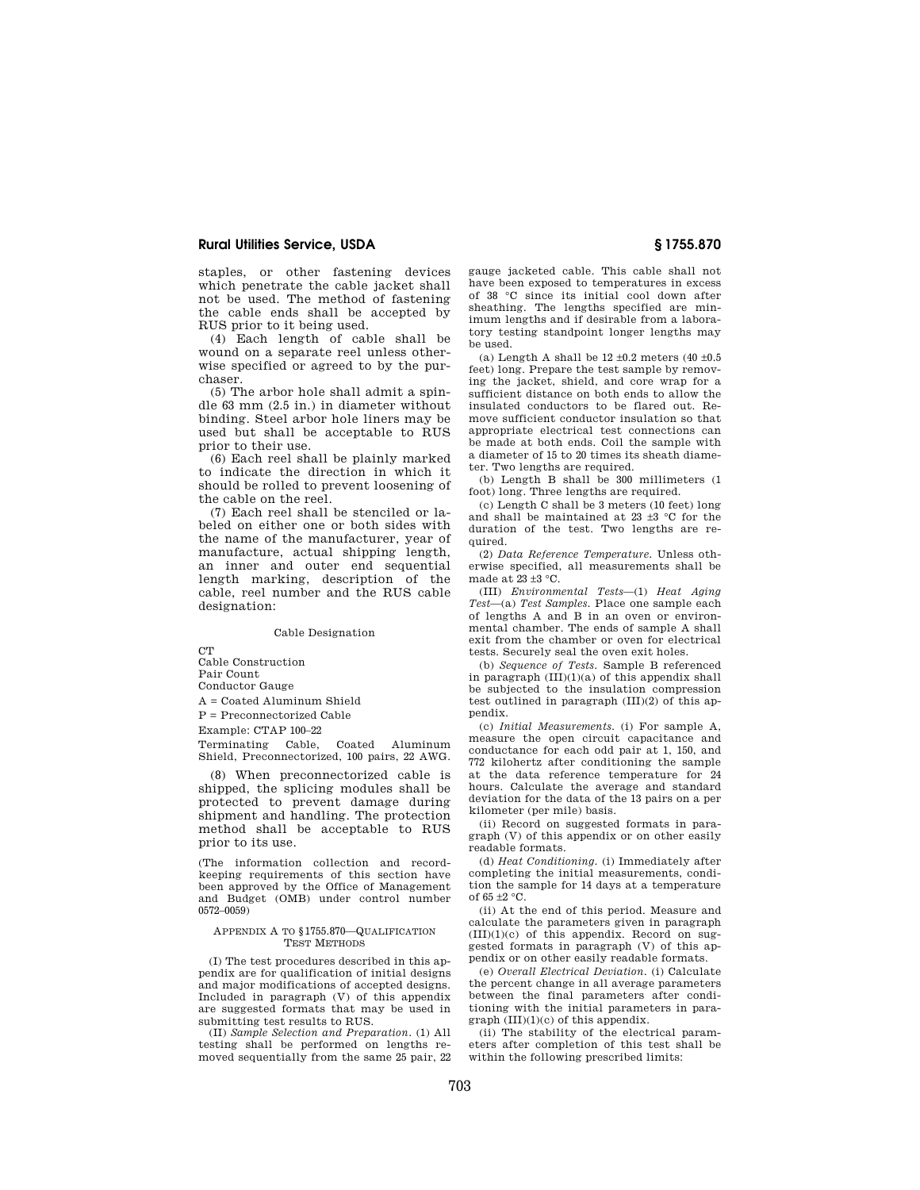staples, or other fastening devices which penetrate the cable jacket shall not be used. The method of fastening the cable ends shall be accepted by RUS prior to it being used.

(4) Each length of cable shall be wound on a separate reel unless otherwise specified or agreed to by the purchaser.

(5) The arbor hole shall admit a spindle 63 mm (2.5 in.) in diameter without binding. Steel arbor hole liners may be used but shall be acceptable to RUS prior to their use.

(6) Each reel shall be plainly marked to indicate the direction in which it should be rolled to prevent loosening of the cable on the reel.

(7) Each reel shall be stenciled or labeled on either one or both sides with the name of the manufacturer, year of manufacture, actual shipping length, an inner and outer end sequential length marking, description of the cable, reel number and the RUS cable designation:

Cable Designation

CT
Cable Construction
Pair Count
Conductor Gauge
A = Coated Aluminum Shield
P = Preconnectorized Cable
Example: CTAP 100–22
Terminating Cable, Coated Aluminum Shield, Preconnectorized, 100 pairs, 22 AWG.

(8) When preconnectorized cable is shipped, the splicing modules shall be protected to prevent damage during shipment and handling. The protection method shall be acceptable to RUS prior to its use.

(The information collection and recordkeeping requirements of this section have been approved by the Office of Management and Budget (OMB) under control number 0572–0059)

APPENDIX A TO §1755.870—QUALIFICATION TEST METHODS

(I) The test procedures described in this appendix are for qualification of initial designs and major modifications of accepted designs. Included in paragraph (V) of this appendix are suggested formats that may be used in submitting test results to RUS.

(II) *Sample Selection and Preparation.* (1) All testing shall be performed on lengths removed sequentially from the same 25 pair, 22 gauge jacketed cable. This cable shall not have been exposed to temperatures in excess of 38 °C since its initial cool down after sheathing. The lengths specified are minimum lengths and if desirable from a laboratory testing standpoint longer lengths may be used.

(a) Length A shall be 12 ±0.2 meters (40 ±0.5 feet) long. Prepare the test sample by removing the jacket, shield, and core wrap for a sufficient distance on both ends to allow the insulated conductors to be flared out. Remove sufficient conductor insulation so that appropriate electrical test connections can be made at both ends. Coil the sample with a diameter of 15 to 20 times its sheath diameter. Two lengths are required.

(b) Length B shall be 300 millimeters (1 foot) long. Three lengths are required.

(c) Length C shall be 3 meters (10 feet) long and shall be maintained at 23 ±3 °C for the duration of the test. Two lengths are required.

(2) *Data Reference Temperature.* Unless otherwise specified, all measurements shall be made at 23 ±3 °C.

(III) *Environmental Tests*—(1) *Heat Aging Test*—(a) *Test Samples.* Place one sample each of lengths A and B in an oven or environmental chamber. The ends of sample A shall exit from the chamber or oven for electrical tests. Securely seal the oven exit holes.

(b) *Sequence of Tests.* Sample B referenced in paragraph (III)(1)(a) of this appendix shall be subjected to the insulation compression test outlined in paragraph (III)(2) of this appendix.

(c) *Initial Measurements.* (i) For sample A, measure the open circuit capacitance and conductance for each odd pair at 1, 150, and 772 kilohertz after conditioning the sample at the data reference temperature for 24 hours. Calculate the average and standard deviation for the data of the 13 pairs on a per kilometer (per mile) basis.

(ii) Record on suggested formats in paragraph (V) of this appendix or on other easily readable formats.

(d) *Heat Conditioning.* (i) Immediately after completing the initial measurements, condition the sample for 14 days at a temperature of 65 ±2 °C.

(ii) At the end of this period. Measure and calculate the parameters given in paragraph (III)(1)(c) of this appendix. Record on suggested formats in paragraph (V) of this appendix or on other easily readable formats.

(e) *Overall Electrical Deviation.* (i) Calculate the percent change in all average parameters between the final parameters after conditioning with the initial parameters in paragraph (III)(1)(c) of this appendix.

(ii) The stability of the electrical parameters after completion of this test shall be within the following prescribed limits: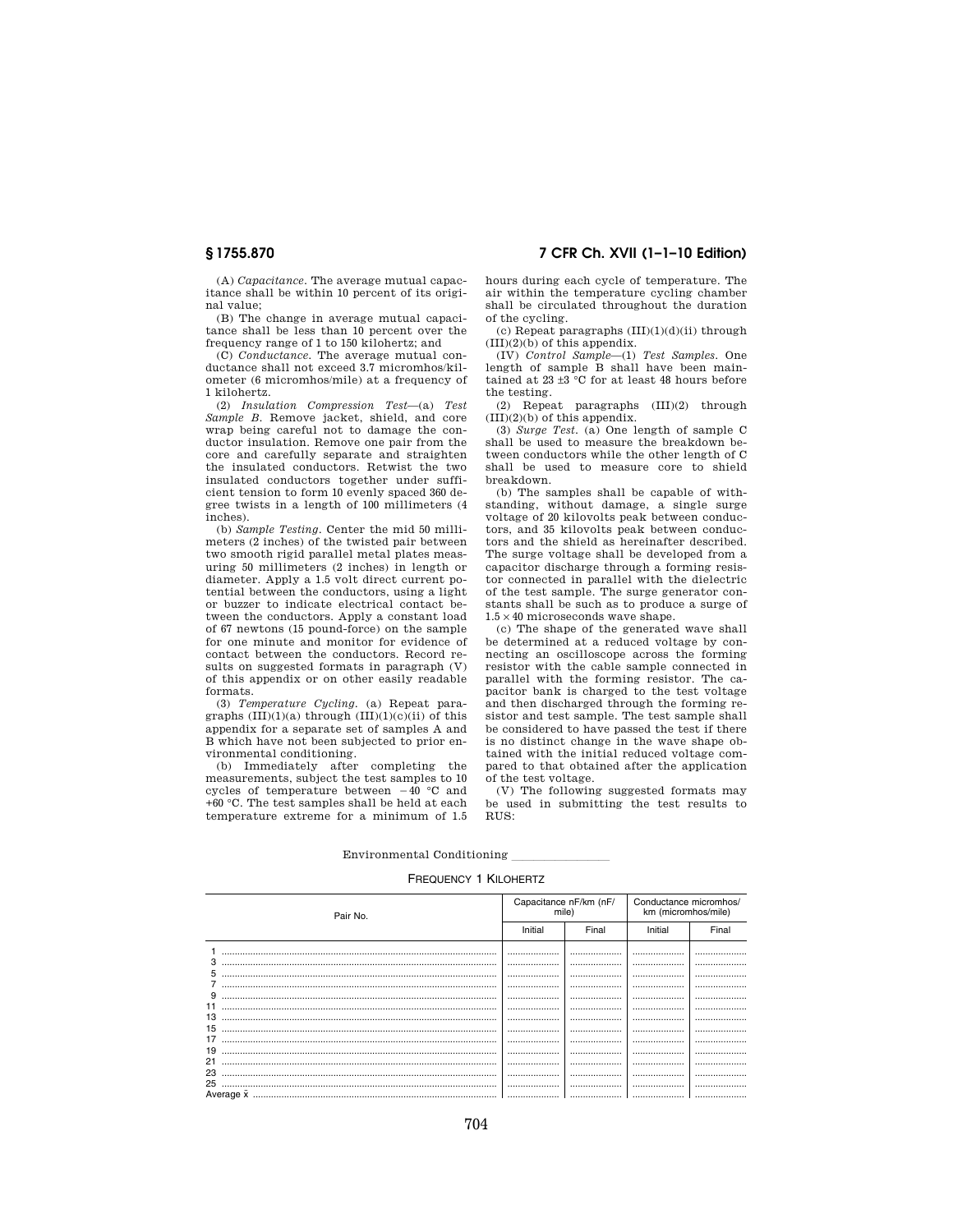(A) *Capacitance*. The average mutual capacitance shall be within 10 percent of its original value;

(B) The change in average mutual capacitance shall be less than 10 percent over the frequency range of 1 to 150 kilohertz; and

(C) *Conductance*. The average mutual conductance shall not exceed 3.7 micromhos/kilometer (6 micromhos/mile) at a frequency of 1 kilohertz.

(2) *Insulation Compression Test*—(a) *Test Sample B*. Remove jacket, shield, and core wrap being careful not to damage the conductor insulation. Remove one pair from the core and carefully separate and straighten the insulated conductors. Retwist the two insulated conductors together under sufficient tension to form 10 evenly spaced 360 degree twists in a length of 100 millimeters (4 inches).

(b) *Sample Testing*. Center the mid 50 millimeters (2 inches) of the twisted pair between two smooth rigid parallel metal plates measuring 50 millimeters (2 inches) in length or diameter. Apply a 1.5 volt direct current potential between the conductors, using a light or buzzer to indicate electrical contact between the conductors. Apply a constant load of 67 newtons (15 pound-force) on the sample for one minute and monitor for evidence of contact between the conductors. Record results on suggested formats in paragraph (V) of this appendix or on other easily readable formats.

(3) *Temperature Cycling*. (a) Repeat paragraphs (III)(1)(a) through (III)(1)(c)(ii) of this appendix for a separate set of samples A and B which have not been subjected to prior environmental conditioning.

(b) Immediately after completing the measurements, subject the test samples to 10 cycles of temperature between −40 °C and +60 °C. The test samples shall be held at each temperature extreme for a minimum of 1.5 hours during each cycle of temperature. The air within the temperature cycling chamber shall be circulated throughout the duration of the cycling.

(c) Repeat paragraphs (III)(1)(d)(ii) through (III)(2)(b) of this appendix.

(IV) *Control Sample*—(1) *Test Samples*. One length of sample B shall have been maintained at 23 ±3 °C for at least 48 hours before the testing.

(2) Repeat paragraphs (III)(2) through (III)(2)(b) of this appendix.

(3) *Surge Test*. (a) One length of sample C shall be used to measure the breakdown between conductors while the other length of C shall be used to measure core to shield breakdown.

(b) The samples shall be capable of withstanding, without damage, a single surge voltage of 20 kilovolts peak between conductors, and 35 kilovolts peak between conductors and the shield as hereinafter described. The surge voltage shall be developed from a capacitor discharge through a forming resistor connected in parallel with the dielectric of the test sample. The surge generator constants shall be such as to produce a surge of $1.5 \times 40$ microseconds wave shape.

(c) The shape of the generated wave shall be determined at a reduced voltage by connecting an oscilloscope across the forming resistor with the cable sample connected in parallel with the forming resistor. The capacitor bank is charged to the test voltage and then discharged through the forming resistor and test sample. The test sample shall be considered to have passed the test if there is no distinct change in the wave shape obtained with the initial reduced voltage compared to that obtained after the application of the test voltage.

(V) The following suggested formats may be used in submitting the test results to RUS:

Environmental Conditioning ________________

FREQUENCY 1 KILOHERTZ

| Pair No. | Capacitance nF/km (nF/mile) | | Conductance micromhos/km (micromhos/mile) | |
|---|---|---|---|---|
| | Initial | Final | Initial | Final |
| 1 | | | | |
| 3 | | | | |
| 5 | | | | |
| 7 | | | | |
| 9 | | | | |
| 11 | | | | |
| 13 | | | | |
| 15 | | | | |
| 17 | | | | |
| 19 | | | | |
| 21 | | | | |
| 23 | | | | |
| 25 | | | | |
| Average $\bar{x}$ | | | | |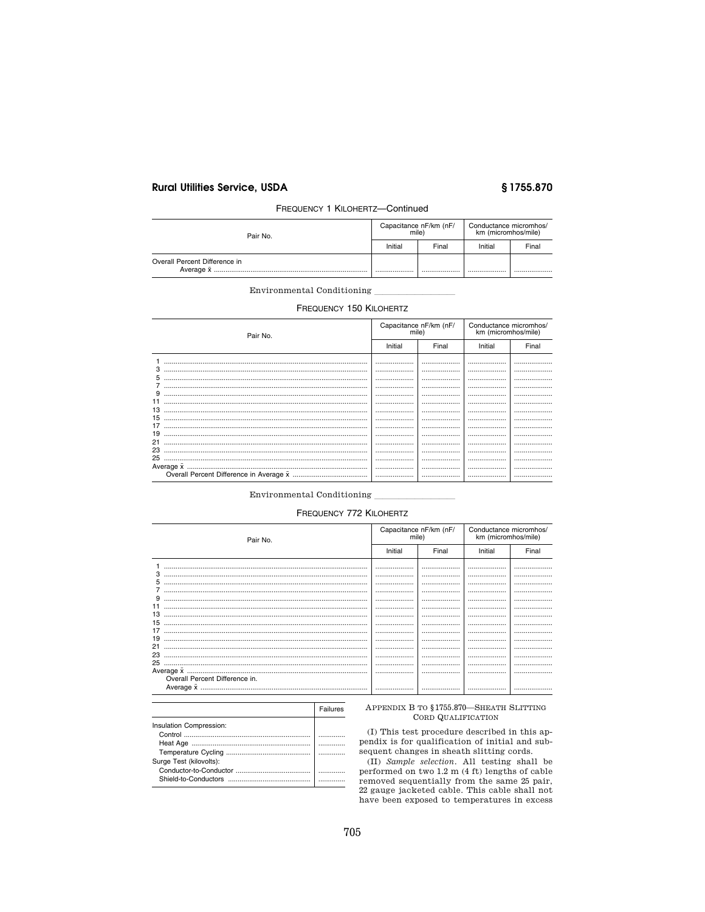FREQUENCY 1 KILOHERTZ—Continued

| Pair No. | Capacitance nF/km (nF/mile) | | Conductance micromhos/km (micromhos/mile) | |
|---|---|---|---|---|
| | Initial | Final | Initial | Final |
| Overall Percent Difference in Average x̄ | ........ | ........ | ........ | ........ |

Environmental Conditioning ________

FREQUENCY 150 KILOHERTZ

| Pair No. | Capacitance nF/km (nF/mile) | | Conductance micromhos/km (micromhos/mile) | |
|---|---|---|---|---|
| | Initial | Final | Initial | Final |
| 1 | ........ | ........ | ........ | ........ |
| 3 | ........ | ........ | ........ | ........ |
| 5 | ........ | ........ | ........ | ........ |
| 7 | ........ | ........ | ........ | ........ |
| 9 | ........ | ........ | ........ | ........ |
| 11 | ........ | ........ | ........ | ........ |
| 13 | ........ | ........ | ........ | ........ |
| 15 | ........ | ........ | ........ | ........ |
| 17 | ........ | ........ | ........ | ........ |
| 19 | ........ | ........ | ........ | ........ |
| 21 | ........ | ........ | ........ | ........ |
| 23 | ........ | ........ | ........ | ........ |
| 25 | ........ | ........ | ........ | ........ |
| Average x̄ | ........ | ........ | ........ | ........ |
| Overall Percent Difference in Average x̄ | ........ | ........ | ........ | ........ |

Environmental Conditioning ________

FREQUENCY 772 KILOHERTZ

| Pair No. | Capacitance nF/km (nF/mile) | | Conductance micromhos/km (micromhos/mile) | |
|---|---|---|---|---|
| | Initial | Final | Initial | Final |
| 1 | ........ | ........ | ........ | ........ |
| 3 | ........ | ........ | ........ | ........ |
| 5 | ........ | ........ | ........ | ........ |
| 7 | ........ | ........ | ........ | ........ |
| 9 | ........ | ........ | ........ | ........ |
| 11 | ........ | ........ | ........ | ........ |
| 13 | ........ | ........ | ........ | ........ |
| 15 | ........ | ........ | ........ | ........ |
| 17 | ........ | ........ | ........ | ........ |
| 19 | ........ | ........ | ........ | ........ |
| 21 | ........ | ........ | ........ | ........ |
| 23 | ........ | ........ | ........ | ........ |
| 25 | ........ | ........ | ........ | ........ |
| Average x̄ | ........ | ........ | ........ | ........ |
| Overall Percent Difference in. Average x̄ | ........ | ........ | ........ | ........ |

| | Failures |
|---|---|
| Insulation Compression: | |
| Control | ........ |
| Heat Age | ........ |
| Temperature Cycling | ........ |
| Surge Test (kilovolts): | |
| Conductor-to-Conductor | ........ |
| Shield-to-Conductors | ........ |

APPENDIX B TO §1755.870—SHEATH SLITTING CORD QUALIFICATION

(I) This test procedure described in this appendix is for qualification of initial and subsequent changes in sheath slitting cords.

(II) *Sample selection*. All testing shall be performed on two 1.2 m (4 ft) lengths of cable removed sequentially from the same 25 pair, 22 gauge jacketed cable. This cable shall not have been exposed to temperatures in excess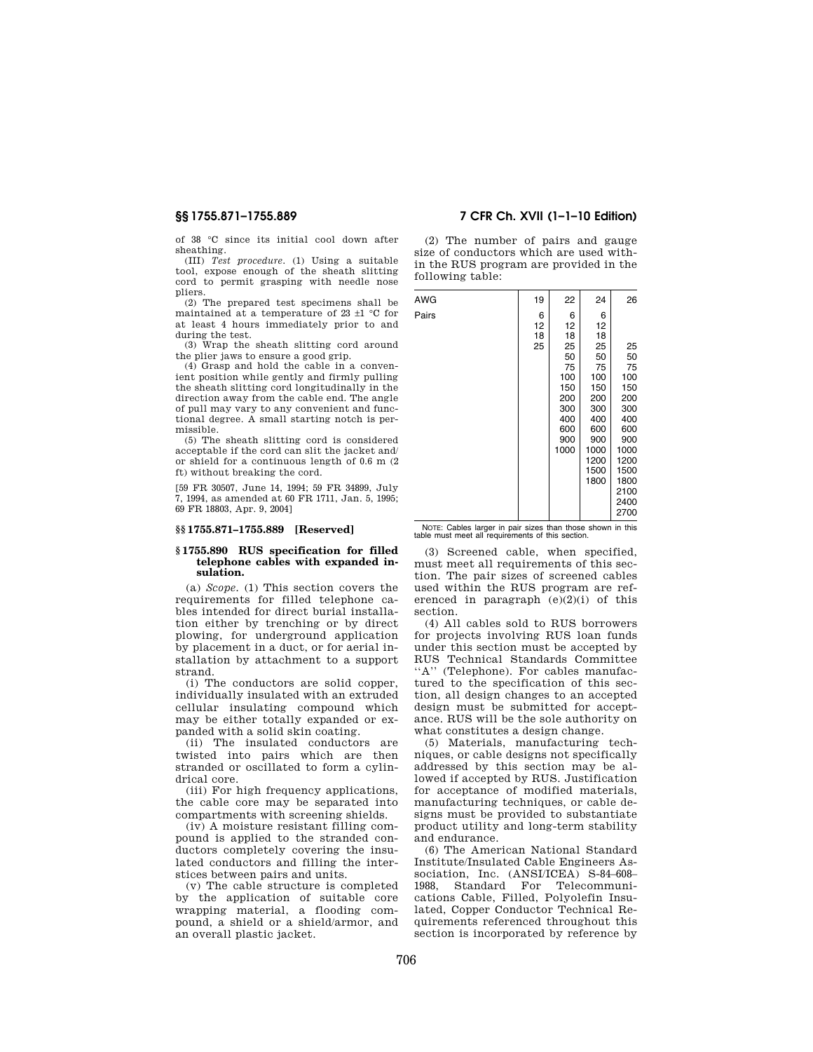of 38 °C since its initial cool down after sheathing.

(III) *Test procedure.* (1) Using a suitable tool, expose enough of the sheath slitting cord to permit grasping with needle nose pliers.

(2) The prepared test specimens shall be maintained at a temperature of 23 ±1 °C for at least 4 hours immediately prior to and during the test.

(3) Wrap the sheath slitting cord around the plier jaws to ensure a good grip.

(4) Grasp and hold the cable in a convenient position while gently and firmly pulling the sheath slitting cord longitudinally in the direction away from the cable end. The angle of pull may vary to any convenient and functional degree. A small starting notch is permissible.

(5) The sheath slitting cord is considered acceptable if the cord can slit the jacket and/or shield for a continuous length of 0.6 m (2 ft) without breaking the cord.

[59 FR 30507, June 14, 1994; 59 FR 34899, July 7, 1994, as amended at 60 FR 1711, Jan. 5, 1995; 69 FR 18803, Apr. 9, 2004]

## §§ 1755.871–1755.889 [Reserved]

## § 1755.890 RUS specification for filled telephone cables with expanded insulation.

(a) *Scope.* (1) This section covers the requirements for filled telephone cables intended for direct burial installation either by trenching or by direct plowing, for underground application by placement in a duct, or for aerial installation by attachment to a support strand.

(i) The conductors are solid copper, individually insulated with an extruded cellular insulating compound which may be either totally expanded or expanded with a solid skin coating.

(ii) The insulated conductors are twisted into pairs which are then stranded or oscillated to form a cylindrical core.

(iii) For high frequency applications, the cable core may be separated into compartments with screening shields.

(iv) A moisture resistant filling compound is applied to the stranded conductors completely covering the insulated conductors and filling the interstices between pairs and units.

(v) The cable structure is completed by the application of suitable core wrapping material, a flooding compound, a shield or a shield/armor, and an overall plastic jacket.

(2) The number of pairs and gauge size of conductors which are used within the RUS program are provided in the following table:

| AWG | 19 | 22 | 24 | 26 |
|---|---|---|---|---|
| Pairs | 6 | 6 | 6 | |
| | 12 | 12 | 12 | |
| | 18 | 18 | 18 | |
| | 25 | 25 | 25 | 25 |
| | | 50 | 50 | 50 |
| | | 75 | 75 | 75 |
| | | 100 | 100 | 100 |
| | | 150 | 150 | 150 |
| | | 200 | 200 | 200 |
| | | 300 | 300 | 300 |
| | | 400 | 400 | 400 |
| | | 600 | 600 | 600 |
| | | 900 | 900 | 900 |
| | | 1000 | 1000 | 1000 |
| | | | 1200 | 1200 |
| | | | 1500 | 1500 |
| | | | 1800 | 1800 |
| | | | | 2100 |
| | | | | 2400 |
| | | | | 2700 |

NOTE: Cables larger in pair sizes than those shown in this table must meet all requirements of this section.

(3) Screened cable, when specified, must meet all requirements of this section. The pair sizes of screened cables used within the RUS program are referenced in paragraph (e)(2)(i) of this section.

(4) All cables sold to RUS borrowers for projects involving RUS loan funds under this section must be accepted by RUS Technical Standards Committee "A" (Telephone). For cables manufactured to the specification of this section, all design changes to an accepted design must be submitted for acceptance. RUS will be the sole authority on what constitutes a design change.

(5) Materials, manufacturing techniques, or cable designs not specifically addressed by this section may be allowed if accepted by RUS. Justification for acceptance of modified materials, manufacturing techniques, or cable designs must be provided to substantiate product utility and long-term stability and endurance.

(6) The American National Standard Institute/Insulated Cable Engineers Association, Inc. (ANSI/ICEA) S-84-608-1988, Standard For Telecommunications Cable, Filled, Polyolefin Insulated, Copper Conductor Technical Requirements referenced throughout this section is incorporated by reference by